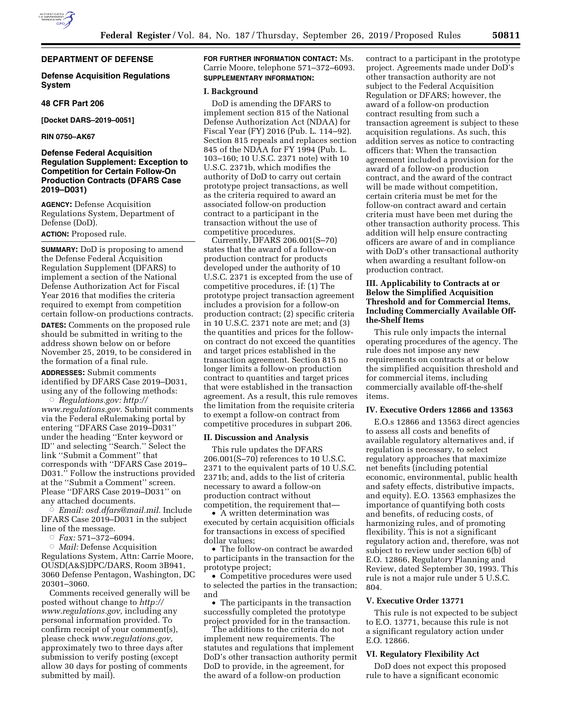## DEPARTMENT OF DEFENSE

### Defense Acquisition Regulations System

### 48 CFR Part 206

**[Docket DARS–2019–0051]**

**RIN 0750–AK67**

### Defense Federal Acquisition Regulation Supplement: Exception to Competition for Certain Follow-On Production Contracts (DFARS Case 2019–D031)

**AGENCY:** Defense Acquisition Regulations System, Department of Defense (DoD).

**ACTION:** Proposed rule.

**SUMMARY:** DoD is proposing to amend the Defense Federal Acquisition Regulation Supplement (DFARS) to implement a section of the National Defense Authorization Act for Fiscal Year 2016 that modifies the criteria required to exempt from competition certain follow-on productions contracts.

**DATES:** Comments on the proposed rule should be submitted in writing to the address shown below on or before November 25, 2019, to be considered in the formation of a final rule.

**ADDRESSES:** Submit comments identified by DFARS Case 2019–D031, using any of the following methods:

○ *Regulations.gov: http://www.regulations.gov.* Submit comments via the Federal eRulemaking portal by entering ''DFARS Case 2019–D031'' under the heading ''Enter keyword or ID'' and selecting ''Search.'' Select the link ''Submit a Comment'' that corresponds with ''DFARS Case 2019–D031.'' Follow the instructions provided at the ''Submit a Comment'' screen. Please ''DFARS Case 2019–D031'' on any attached documents.

○ *Email: osd.dfars@mail.mil.* Include DFARS Case 2019–D031 in the subject line of the message.

○ *Fax:* 571–372–6094.

○ *Mail:* Defense Acquisition Regulations System, Attn: Carrie Moore, OUSD(A&S)DPC/DARS, Room 3B941, 3060 Defense Pentagon, Washington, DC 20301–3060.

Comments received generally will be posted without change to *http://www.regulations.gov,* including any personal information provided. To confirm receipt of your comment(s), please check *www.regulations.gov,* approximately two to three days after submission to verify posting (except allow 30 days for posting of comments submitted by mail).

**FOR FURTHER INFORMATION CONTACT:** Ms. Carrie Moore, telephone 571–372–6093.

**SUPPLEMENTARY INFORMATION:**

#### I. Background

DoD is amending the DFARS to implement section 815 of the National Defense Authorization Act (NDAA) for Fiscal Year (FY) 2016 (Pub. L. 114–92). Section 815 repeals and replaces section 845 of the NDAA for FY 1994 (Pub. L. 103–160; 10 U.S.C. 2371 note) with 10 U.S.C. 2371b, which modifies the authority of DoD to carry out certain prototype project transactions, as well as the criteria required to award an associated follow-on production contract to a participant in the transaction without the use of competitive procedures.

Currently, DFARS 206.001(S–70) states that the award of a follow-on production contract for products developed under the authority of 10 U.S.C. 2371 is excepted from the use of competitive procedures, if: (1) The prototype project transaction agreement includes a provision for a follow-on production contract; (2) specific criteria in 10 U.S.C. 2371 note are met; and (3) the quantities and prices for the follow-on contract do not exceed the quantities and target prices established in the transaction agreement. Section 815 no longer limits a follow-on production contract to quantities and target prices that were established in the transaction agreement. As a result, this rule removes the limitation from the requisite criteria to exempt a follow-on contract from competitive procedures in subpart 206.

#### II. Discussion and Analysis

This rule updates the DFARS 206.001(S–70) references to 10 U.S.C. 2371 to the equivalent parts of 10 U.S.C. 2371b; and, adds to the list of criteria necessary to award a follow-on production contract without competition, the requirement that—

- A written determination was executed by certain acquisition officials for transactions in excess of specified dollar values;
- The follow-on contract be awarded to participants in the transaction for the prototype project;
- Competitive procedures were used to selected the parties in the transaction; and
- The participants in the transaction successfully completed the prototype project provided for in the transaction.

The additions to the criteria do not implement new requirements. The statutes and regulations that implement DoD's other transaction authority permit DoD to provide, in the agreement, for the award of a follow-on production contract to a participant in the prototype project. Agreements made under DoD's other transaction authority are not subject to the Federal Acquisition Regulation or DFARS; however, the award of a follow-on production contract resulting from such a transaction agreement is subject to these acquisition regulations. As such, this addition serves as notice to contracting officers that: When the transaction agreement included a provision for the award of a follow-on production contract, and the award of the contract will be made without competition, certain criteria must be met for the follow-on contract award and certain criteria must have been met during the other transaction authority process. This addition will help ensure contracting officers are aware of and in compliance with DoD's other transactional authority when awarding a resultant follow-on production contract.

#### III. Applicability to Contracts at or Below the Simplified Acquisition Threshold and for Commercial Items, Including Commercially Available Off-the-Shelf Items

This rule only impacts the internal operating procedures of the agency. The rule does not impose any new requirements on contracts at or below the simplified acquisition threshold and for commercial items, including commercially available off-the-shelf items.

#### IV. Executive Orders 12866 and 13563

E.O.s 12866 and 13563 direct agencies to assess all costs and benefits of available regulatory alternatives and, if regulation is necessary, to select regulatory approaches that maximize net benefits (including potential economic, environmental, public health and safety effects, distributive impacts, and equity). E.O. 13563 emphasizes the importance of quantifying both costs and benefits, of reducing costs, of harmonizing rules, and of promoting flexibility. This is not a significant regulatory action and, therefore, was not subject to review under section 6(b) of E.O. 12866, Regulatory Planning and Review, dated September 30, 1993. This rule is not a major rule under 5 U.S.C. 804.

#### V. Executive Order 13771

This rule is not expected to be subject to E.O. 13771, because this rule is not a significant regulatory action under E.O. 12866.

#### VI. Regulatory Flexibility Act

DoD does not expect this proposed rule to have a significant economic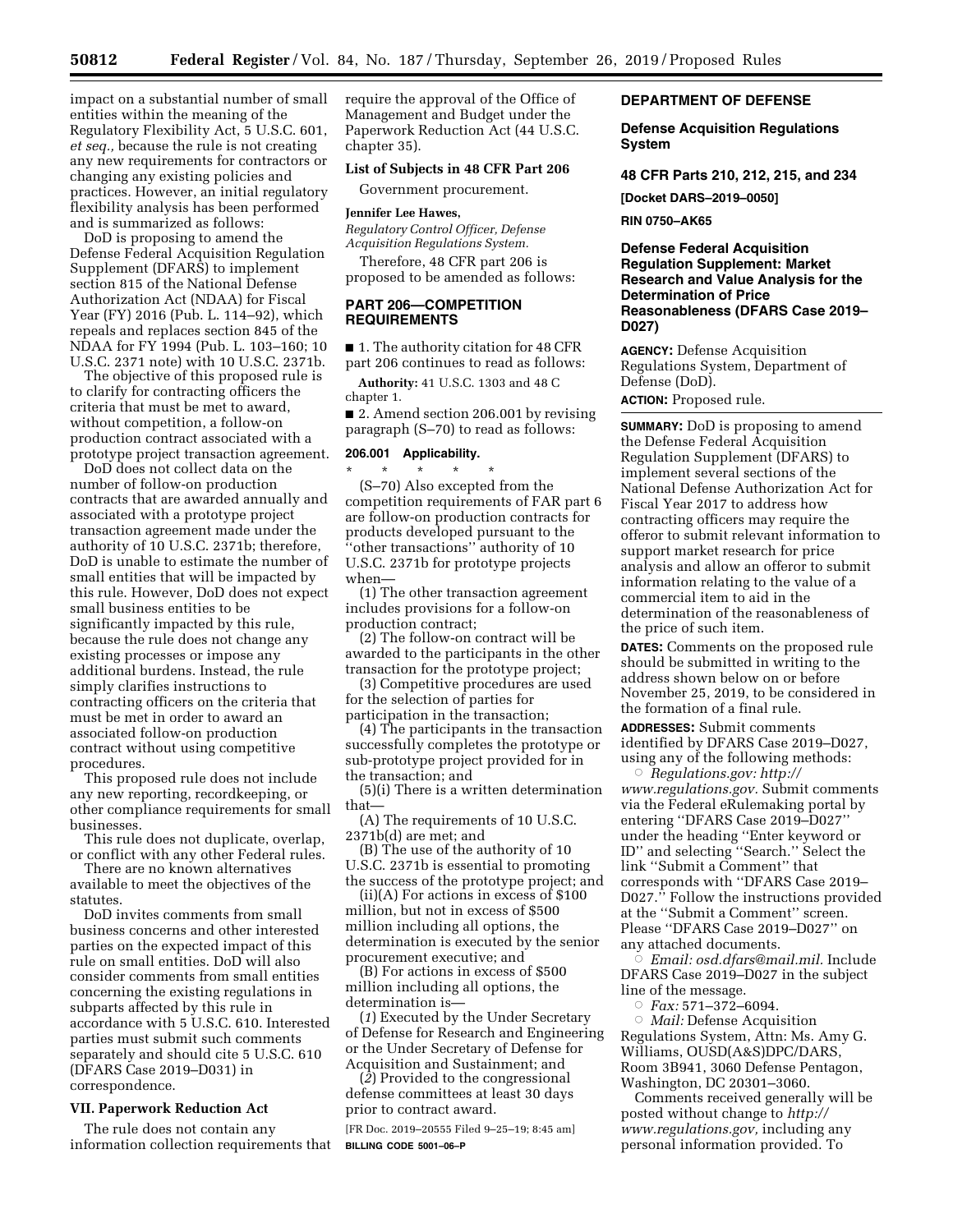impact on a substantial number of small entities within the meaning of the Regulatory Flexibility Act, 5 U.S.C. 601, *et seq.,* because the rule is not creating any new requirements for contractors or changing any existing policies and practices. However, an initial regulatory flexibility analysis has been performed and is summarized as follows:

DoD is proposing to amend the Defense Federal Acquisition Regulation Supplement (DFARS) to implement section 815 of the National Defense Authorization Act (NDAA) for Fiscal Year (FY) 2016 (Pub. L. 114–92), which repeals and replaces section 845 of the NDAA for FY 1994 (Pub. L. 103–160; 10 U.S.C. 2371 note) with 10 U.S.C. 2371b.

The objective of this proposed rule is to clarify for contracting officers the criteria that must be met to award, without competition, a follow-on production contract associated with a prototype project transaction agreement.

DoD does not collect data on the number of follow-on production contracts that are awarded annually and associated with a prototype project transaction agreement made under the authority of 10 U.S.C. 2371b; therefore, DoD is unable to estimate the number of small entities that will be impacted by this rule. However, DoD does not expect small business entities to be significantly impacted by this rule, because the rule does not change any existing processes or impose any additional burdens. Instead, the rule simply clarifies instructions to contracting officers on the criteria that must be met in order to award an associated follow-on production contract without using competitive procedures.

This proposed rule does not include any new reporting, recordkeeping, or other compliance requirements for small businesses.

This rule does not duplicate, overlap, or conflict with any other Federal rules.

There are no known alternatives available to meet the objectives of the statutes.

DoD invites comments from small business concerns and other interested parties on the expected impact of this rule on small entities. DoD will also consider comments from small entities concerning the existing regulations in subparts affected by this rule in accordance with 5 U.S.C. 610. Interested parties must submit such comments separately and should cite 5 U.S.C. 610 (DFARS Case 2019–D031) in correspondence.

## VII. Paperwork Reduction Act

The rule does not contain any information collection requirements that require the approval of the Office of Management and Budget under the Paperwork Reduction Act (44 U.S.C. chapter 35).

### List of Subjects in 48 CFR Part 206

Government procurement.

**Jennifer Lee Hawes,**
*Regulatory Control Officer, Defense Acquisition Regulations System.*

Therefore, 48 CFR part 206 is proposed to be amended as follows:

## PART 206—COMPETITION REQUIREMENTS

■ 1. The authority citation for 48 CFR part 206 continues to read as follows:

**Authority:** 41 U.S.C. 1303 and 48 C chapter 1.

■ 2. Amend section 206.001 by revising paragraph (S–70) to read as follows:

**206.001 Applicability.**

\* \* \* \* \*

(S–70) Also excepted from the competition requirements of FAR part 6 are follow-on production contracts for products developed pursuant to the "other transactions" authority of 10 U.S.C. 2371b for prototype projects when—

(1) The other transaction agreement includes provisions for a follow-on production contract;

(2) The follow-on contract will be awarded to the participants in the other transaction for the prototype project;

(3) Competitive procedures are used for the selection of parties for participation in the transaction;

(4) The participants in the transaction successfully completes the prototype or sub-prototype project provided for in the transaction; and

(5)(i) There is a written determination that—

(A) The requirements of 10 U.S.C. 2371b(d) are met; and

(B) The use of the authority of 10 U.S.C. 2371b is essential to promoting the success of the prototype project; and

(ii)(A) For actions in excess of $100 million, but not in excess of $500 million including all options, the determination is executed by the senior procurement executive; and

(B) For actions in excess of $500 million including all options, the determination is—

(*1*) Executed by the Under Secretary of Defense for Research and Engineering or the Under Secretary of Defense for Acquisition and Sustainment; and

(*2*) Provided to the congressional defense committees at least 30 days prior to contract award.

[FR Doc. 2019–20555 Filed 9–25–19; 8:45 am]

**BILLING CODE 5001–06–P**

## DEPARTMENT OF DEFENSE

### Defense Acquisition Regulations System

### 48 CFR Parts 210, 212, 215, and 234

**[Docket DARS–2019–0050]**

**RIN 0750–AK65**

### Defense Federal Acquisition Regulation Supplement: Market Research and Value Analysis for the Determination of Price Reasonableness (DFARS Case 2019–D027)

**AGENCY:** Defense Acquisition Regulations System, Department of Defense (DoD).

**ACTION:** Proposed rule.

**SUMMARY:** DoD is proposing to amend the Defense Federal Acquisition Regulation Supplement (DFARS) to implement several sections of the National Defense Authorization Act for Fiscal Year 2017 to address how contracting officers may require the offeror to submit relevant information to support market research for price analysis and allow an offeror to submit information relating to the value of a commercial item to aid in the determination of the reasonableness of the price of such item.

**DATES:** Comments on the proposed rule should be submitted in writing to the address shown below on or before November 25, 2019, to be considered in the formation of a final rule.

**ADDRESSES:** Submit comments identified by DFARS Case 2019–D027, using any of the following methods:

- *Regulations.gov: http://www.regulations.gov.* Submit comments via the Federal eRulemaking portal by entering "DFARS Case 2019–D027" under the heading "Enter keyword or ID" and selecting "Search." Select the link "Submit a Comment" that corresponds with "DFARS Case 2019–D027." Follow the instructions provided at the "Submit a Comment" screen. Please "DFARS Case 2019–D027" on any attached documents.
- *Email: osd.dfars@mail.mil.* Include DFARS Case 2019–D027 in the subject line of the message.
- *Fax:* 571–372–6094.
- *Mail:* Defense Acquisition Regulations System, Attn: Ms. Amy G. Williams, OUSD(A&S)DPC/DARS, Room 3B941, 3060 Defense Pentagon, Washington, DC 20301–3060.

Comments received generally will be posted without change to *http://www.regulations.gov,* including any personal information provided. To